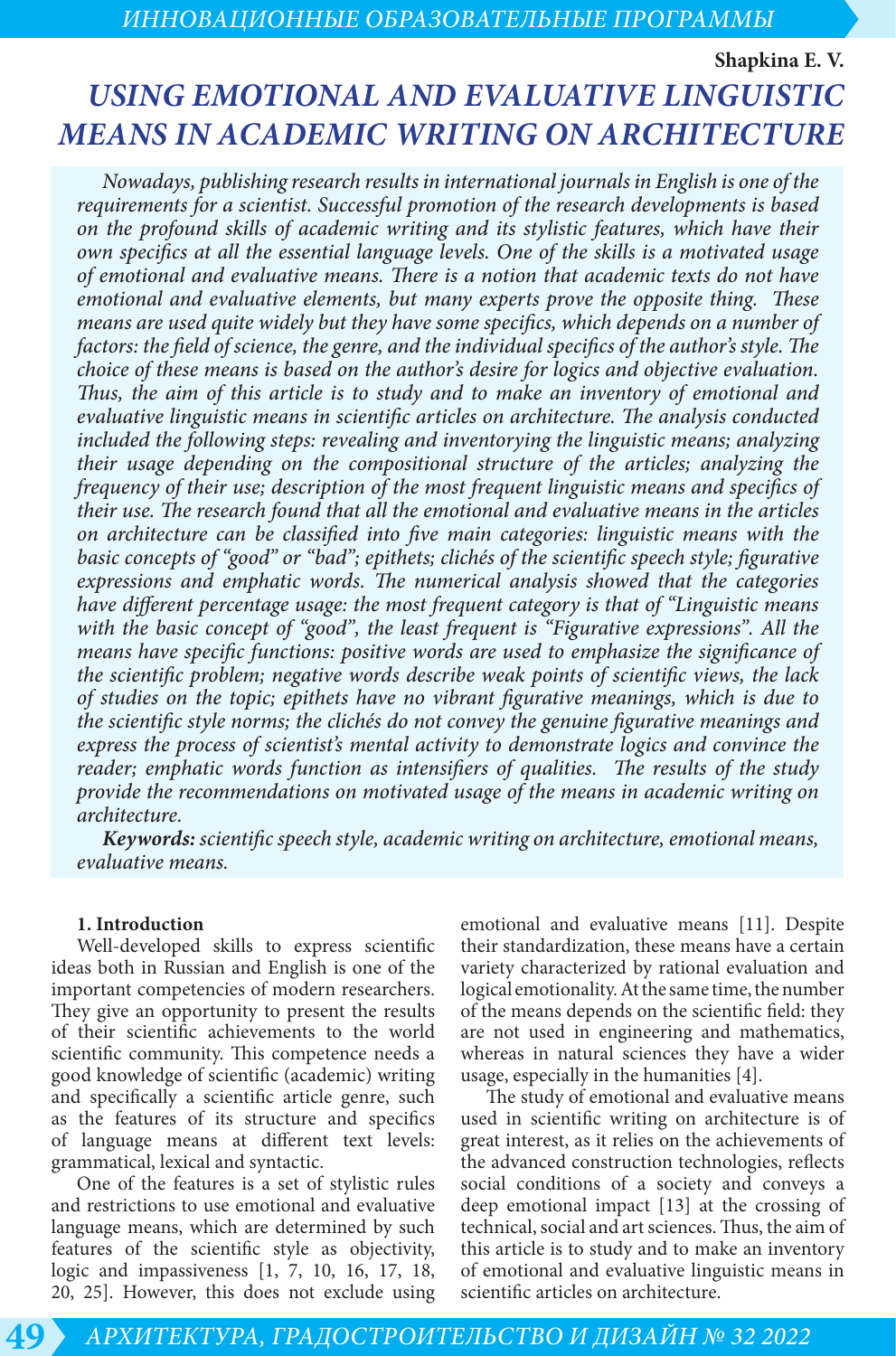**Shapkina E. V.**

# *USING EMOTIONAL AND EVALUATIVE LINGUISTIC MEANS IN ACADEMIC WRITING ON ARCHITECTURE*

*Nowadays, publishing research results in international journals in English is one of the requirements for a scientist. Successful promotion of the research developments is based on the profound skills of academic writing and its stylistic features, which have their own specifics at all the essential language levels. One of the skills is a motivated usage of emotional and evaluative means. There is a notion that academic texts do not have emotional and evaluative elements, but many experts prove the opposite thing. These means are used quite widely but they have some specifics, which depends on a number of factors: the field of science, the genre, and the individual specifics of the author's style. The choice of these means is based on the author's desire for logics and objective evaluation. Thus, the aim of this article is to study and to make an inventory of emotional and evaluative linguistic means in scientific articles on architecture. The analysis conducted included the following steps: revealing and inventorying the linguistic means; analyzing their usage depending on the compositional structure of the articles; analyzing the frequency of their use; description of the most frequent linguistic means and specifics of their use. The research found that all the emotional and evaluative means in the articles on architecture can be classified into five main categories: linguistic means with the basic concepts of "good" or "bad"; epithets; clichés of the scientific speech style; figurative expressions and emphatic words. The numerical analysis showed that the categories have different percentage usage: the most frequent category is that of "Linguistic means with the basic concept of "good", the least frequent is "Figurative expressions". All the means have specific functions: positive words are used to emphasize the significance of the scientific problem; negative words describe weak points of scientific views, the lack of studies on the topic; epithets have no vibrant figurative meanings, which is due to the scientific style norms; the clichés do not convey the genuine figurative meanings and express the process of scientist's mental activity to demonstrate logics and convince the reader; emphatic words function as intensifiers of qualities. The results of the study provide the recommendations on motivated usage of the means in academic writing on architecture.*

***Keywords:*** *scientific speech style, academic writing on architecture, emotional means, evaluative means.*

## 1. Introduction

Well-developed skills to express scientific ideas both in Russian and English is one of the important competencies of modern researchers. They give an opportunity to present the results of their scientific achievements to the world scientific community. This competence needs a good knowledge of scientific (academic) writing and specifically a scientific article genre, such as the features of its structure and specifics of language means at different text levels: grammatical, lexical and syntactic.

One of the features is a set of stylistic rules and restrictions to use emotional and evaluative language means, which are determined by such features of the scientific style as objectivity, logic and impassiveness [1, 7, 10, 16, 17, 18, 20, 25]. However, this does not exclude using emotional and evaluative means [11]. Despite their standardization, these means have a certain variety characterized by rational evaluation and logical emotionality. At the same time, the number of the means depends on the scientific field: they are not used in engineering and mathematics, whereas in natural sciences they have a wider usage, especially in the humanities [4].

The study of emotional and evaluative means used in scientific writing on architecture is of great interest, as it relies on the achievements of the advanced construction technologies, reflects social conditions of a society and conveys a deep emotional impact [13] at the crossing of technical, social and art sciences. Thus, the aim of this article is to study and to make an inventory of emotional and evaluative linguistic means in scientific articles on architecture.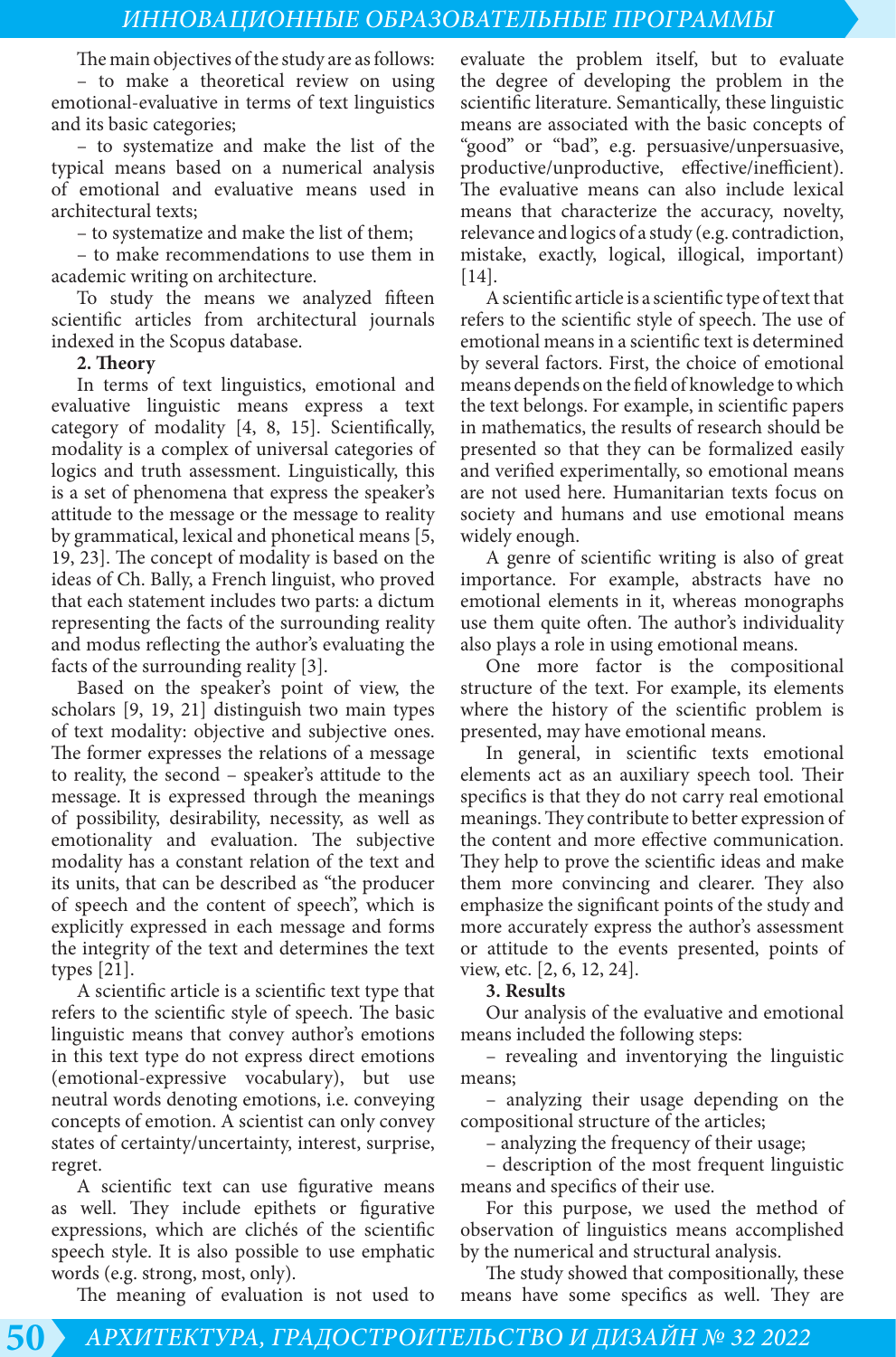The main objectives of the study are as follows:

– to make a theoretical review on using emotional-evaluative in terms of text linguistics and its basic categories;

– to systematize and make the list of the typical means based on a numerical analysis of emotional and evaluative means used in architectural texts;

– to systematize and make the list of them;

– to make recommendations to use them in academic writing on architecture.

To study the means we analyzed fifteen scientific articles from architectural journals indexed in the Scopus database.

**2. Theory**

In terms of text linguistics, emotional and evaluative linguistic means express a text category of modality [4, 8, 15]. Scientifically, modality is a complex of universal categories of logics and truth assessment. Linguistically, this is a set of phenomena that express the speaker's attitude to the message or the message to reality by grammatical, lexical and phonetical means [5, 19, 23]. The concept of modality is based on the ideas of Ch. Bally, a French linguist, who proved that each statement includes two parts: a dictum representing the facts of the surrounding reality and modus reflecting the author's evaluating the facts of the surrounding reality [3].

Based on the speaker's point of view, the scholars [9, 19, 21] distinguish two main types of text modality: objective and subjective ones. The former expresses the relations of a message to reality, the second – speaker's attitude to the message. It is expressed through the meanings of possibility, desirability, necessity, as well as emotionality and evaluation. The subjective modality has a constant relation of the text and its units, that can be described as "the producer of speech and the content of speech", which is explicitly expressed in each message and forms the integrity of the text and determines the text types [21].

A scientific article is a scientific text type that refers to the scientific style of speech. The basic linguistic means that convey author's emotions in this text type do not express direct emotions (emotional-expressive vocabulary), but use neutral words denoting emotions, i.e. conveying concepts of emotion. A scientist can only convey states of certainty/uncertainty, interest, surprise, regret.

A scientific text can use figurative means as well. They include epithets or figurative expressions, which are clichés of the scientific speech style. It is also possible to use emphatic words (e.g. strong, most, only).

The meaning of evaluation is not used to evaluate the problem itself, but to evaluate the degree of developing the problem in the scientific literature. Semantically, these linguistic means are associated with the basic concepts of "good" or "bad", e.g. persuasive/unpersuasive, productive/unproductive, effective/inefficient). The evaluative means can also include lexical means that characterize the accuracy, novelty, relevance and logics of a study (e.g. contradiction, mistake, exactly, logical, illogical, important) [14].

A scientific article is a scientific type of text that refers to the scientific style of speech. The use of emotional means in a scientific text is determined by several factors. First, the choice of emotional means depends on the field of knowledge to which the text belongs. For example, in scientific papers in mathematics, the results of research should be presented so that they can be formalized easily and verified experimentally, so emotional means are not used here. Humanitarian texts focus on society and humans and use emotional means widely enough.

A genre of scientific writing is also of great importance. For example, abstracts have no emotional elements in it, whereas monographs use them quite often. The author's individuality also plays a role in using emotional means.

One more factor is the compositional structure of the text. For example, its elements where the history of the scientific problem is presented, may have emotional means.

In general, in scientific texts emotional elements act as an auxiliary speech tool. Their specifics is that they do not carry real emotional meanings. They contribute to better expression of the content and more effective communication. They help to prove the scientific ideas and make them more convincing and clearer. They also emphasize the significant points of the study and more accurately express the author's assessment or attitude to the events presented, points of view, etc. [2, 6, 12, 24].

**3. Results**

Our analysis of the evaluative and emotional means included the following steps:

– revealing and inventorying the linguistic means;

– analyzing their usage depending on the compositional structure of the articles;

– analyzing the frequency of their usage;

– description of the most frequent linguistic means and specifics of their use.

For this purpose, we used the method of observation of linguistics means accomplished by the numerical and structural analysis.

The study showed that compositionally, these means have some specifics as well. They are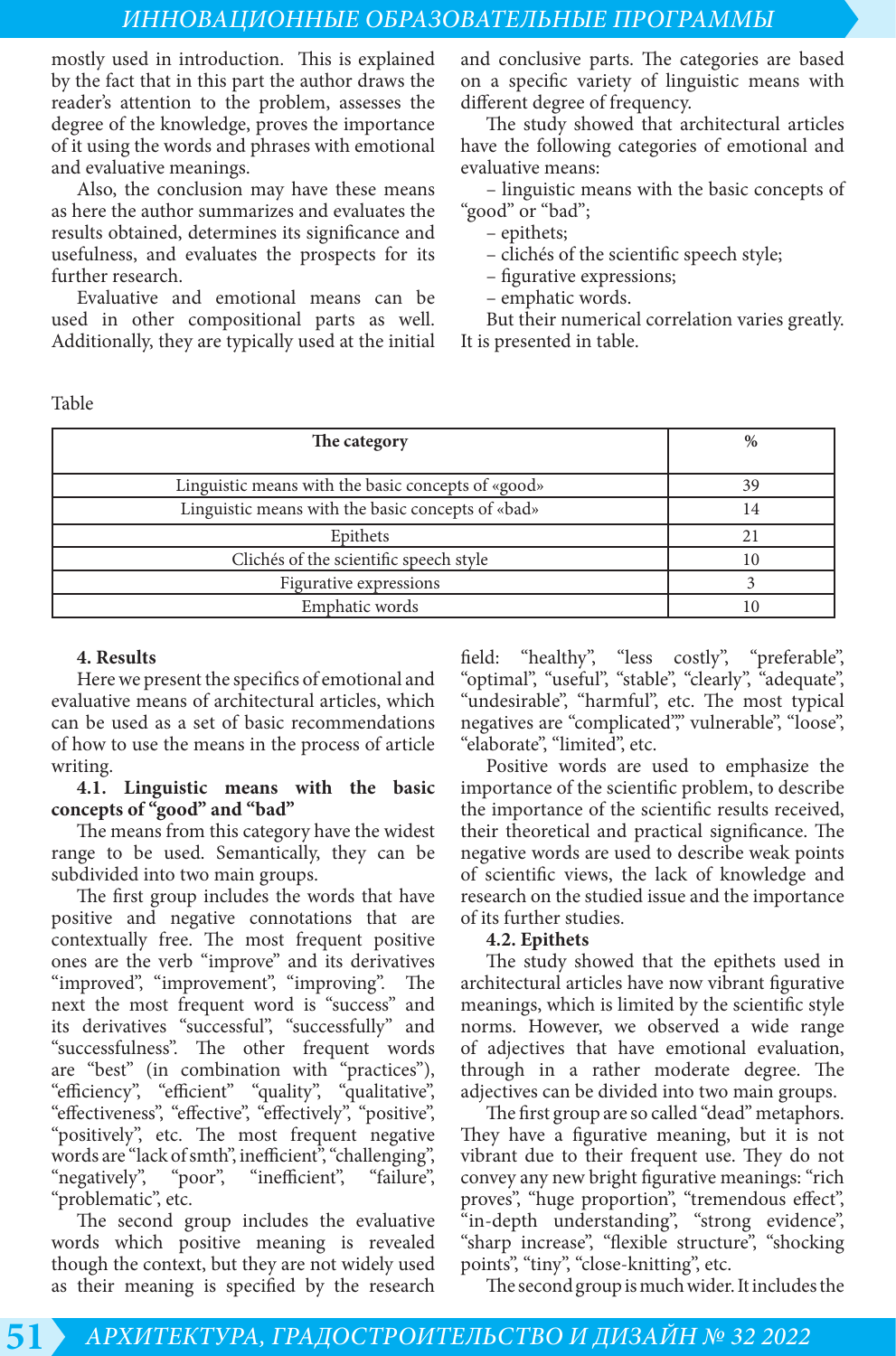mostly used in introduction. This is explained by the fact that in this part the author draws the reader's attention to the problem, assesses the degree of the knowledge, proves the importance of it using the words and phrases with emotional and evaluative meanings.

Also, the conclusion may have these means as here the author summarizes and evaluates the results obtained, determines its significance and usefulness, and evaluates the prospects for its further research.

Evaluative and emotional means can be used in other compositional parts as well. Additionally, they are typically used at the initial and conclusive parts. The categories are based on a specific variety of linguistic means with different degree of frequency.

The study showed that architectural articles have the following categories of emotional and evaluative means:

– linguistic means with the basic concepts of "good" or "bad";
– epithets;
– clichés of the scientific speech style;
– figurative expressions;
– emphatic words.

But their numerical correlation varies greatly. It is presented in table.

Table

| The category | % |
|---|---|
| Linguistic means with the basic concepts of «good» | 39 |
| Linguistic means with the basic concepts of «bad» | 14 |
| Epithets | 21 |
| Clichés of the scientific speech style | 10 |
| Figurative expressions | 3 |
| Emphatic words | 10 |

## 4. Results

Here we present the specifics of emotional and evaluative means of architectural articles, which can be used as a set of basic recommendations of how to use the means in the process of article writing.

### 4.1. Linguistic means with the basic concepts of "good" and "bad"

The means from this category have the widest range to be used. Semantically, they can be subdivided into two main groups.

The first group includes the words that have positive and negative connotations that are contextually free. The most frequent positive ones are the verb "improve" and its derivatives "improved", "improvement", "improving". The next the most frequent word is "success" and its derivatives "successful", "successfully" and "successfulness". The other frequent words are "best" (in combination with "practices"), "efficiency", "efficient" "quality", "qualitative", "effectiveness", "effective", "effectively", "positive", "positively", etc. The most frequent negative words are "lack of smth", inefficient", "challenging", "negatively", "poor", "inefficient", "failure", "problematic", etc.

The second group includes the evaluative words which positive meaning is revealed though the context, but they are not widely used as their meaning is specified by the research field: "healthy", "less costly", "preferable", "optimal", "useful", "stable", "clearly", "adequate", "undesirable", "harmful", etc. The most typical negatives are "complicated"," vulnerable", "loose", "elaborate", "limited", etc.

Positive words are used to emphasize the importance of the scientific problem, to describe the importance of the scientific results received, their theoretical and practical significance. The negative words are used to describe weak points of scientific views, the lack of knowledge and research on the studied issue and the importance of its further studies.

### 4.2. Epithets

The study showed that the epithets used in architectural articles have now vibrant figurative meanings, which is limited by the scientific style norms. However, we observed a wide range of adjectives that have emotional evaluation, through in a rather moderate degree. The adjectives can be divided into two main groups.

The first group are so called "dead" metaphors. They have a figurative meaning, but it is not vibrant due to their frequent use. They do not convey any new bright figurative meanings: "rich proves", "huge proportion", "tremendous effect", "in-depth understanding", "strong evidence", "sharp increase", "flexible structure", "shocking points", "tiny", "close-knitting", etc.

The second group is much wider. It includes the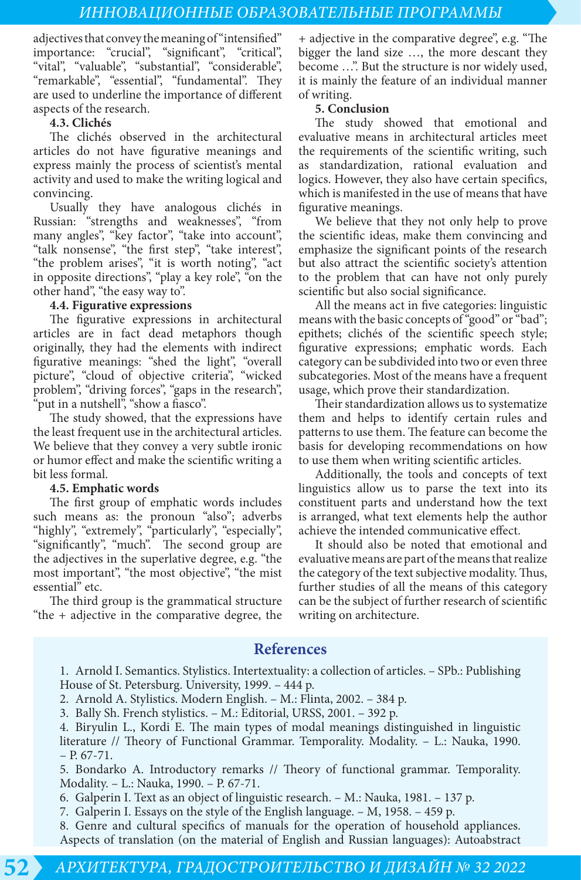adjectives that convey the meaning of "intensified" importance: "crucial", "significant", "critical", "vital", "valuable", "substantial", "considerable", "remarkable", "essential", "fundamental". They are used to underline the importance of different aspects of the research.

### 4.3. Clichés

The clichés observed in the architectural articles do not have figurative meanings and express mainly the process of scientist's mental activity and used to make the writing logical and convincing.

Usually they have analogous clichés in Russian: "strengths and weaknesses", "from many angles", "key factor", "take into account", "talk nonsense", "the first step", "take interest", "the problem arises", "it is worth noting", "act in opposite directions", "play a key role", "on the other hand", "the easy way to".

### 4.4. Figurative expressions

The figurative expressions in architectural articles are in fact dead metaphors though originally, they had the elements with indirect figurative meanings: "shed the light", "overall picture", "cloud of objective criteria", "wicked problem", "driving forces", "gaps in the research", "put in a nutshell", "show a fiasco".

The study showed, that the expressions have the least frequent use in the architectural articles. We believe that they convey a very subtle ironic or humor effect and make the scientific writing a bit less formal.

### 4.5. Emphatic words

The first group of emphatic words includes such means as: the pronoun "also"; adverbs "highly", "extremely", "particularly", "especially", "significantly", "much". The second group are the adjectives in the superlative degree, e.g. "the most important", "the most objective", "the mist essential" etc.

The third group is the grammatical structure "the + adjective in the comparative degree, the + adjective in the comparative degree", e.g. "The bigger the land size …, the more descant they become …". But the structure is nor widely used, it is mainly the feature of an individual manner of writing.

### 5. Conclusion

The study showed that emotional and evaluative means in architectural articles meet the requirements of the scientific writing, such as standardization, rational evaluation and logics. However, they also have certain specifics, which is manifested in the use of means that have figurative meanings.

We believe that they not only help to prove the scientific ideas, make them convincing and emphasize the significant points of the research but also attract the scientific society's attention to the problem that can have not only purely scientific but also social significance.

All the means act in five categories: linguistic means with the basic concepts of "good" or "bad"; epithets; clichés of the scientific speech style; figurative expressions; emphatic words. Each category can be subdivided into two or even three subcategories. Most of the means have a frequent usage, which prove their standardization.

Their standardization allows us to systematize them and helps to identify certain rules and patterns to use them. The feature can become the basis for developing recommendations on how to use them when writing scientific articles.

Additionally, the tools and concepts of text linguistics allow us to parse the text into its constituent parts and understand how the text is arranged, what text elements help the author achieve the intended communicative effect.

It should also be noted that emotional and evaluative means are part of the means that realize the category of the text subjective modality. Thus, further studies of all the means of this category can be the subject of further research of scientific writing on architecture.

## References

1. Arnold I. Semantics. Stylistics. Intertextuality: a collection of articles. – SPb.: Publishing House of St. Petersburg. University, 1999. – 444 p.
2. Arnold A. Stylistics. Modern English. – M.: Flinta, 2002. – 384 p.
3. Bally Sh. French stylistics. – M.: Editorial, URSS, 2001. – 392 p.
4. Biryulin L., Kordi E. The main types of modal meanings distinguished in linguistic literature // Theory of Functional Grammar. Temporality. Modality. – L.: Nauka, 1990. – P. 67-71.
5. Bondarko A. Introductory remarks // Theory of functional grammar. Temporality. Modality. – L.: Nauka, 1990. – P. 67-71.
6. Galperin I. Text as an object of linguistic research. – M.: Nauka, 1981. – 137 p.
7. Galperin I. Essays on the style of the English language. – M, 1958. – 459 p.
8. Genre and cultural specifics of manuals for the operation of household appliances. Aspects of translation (on the material of English and Russian languages): Autoabstract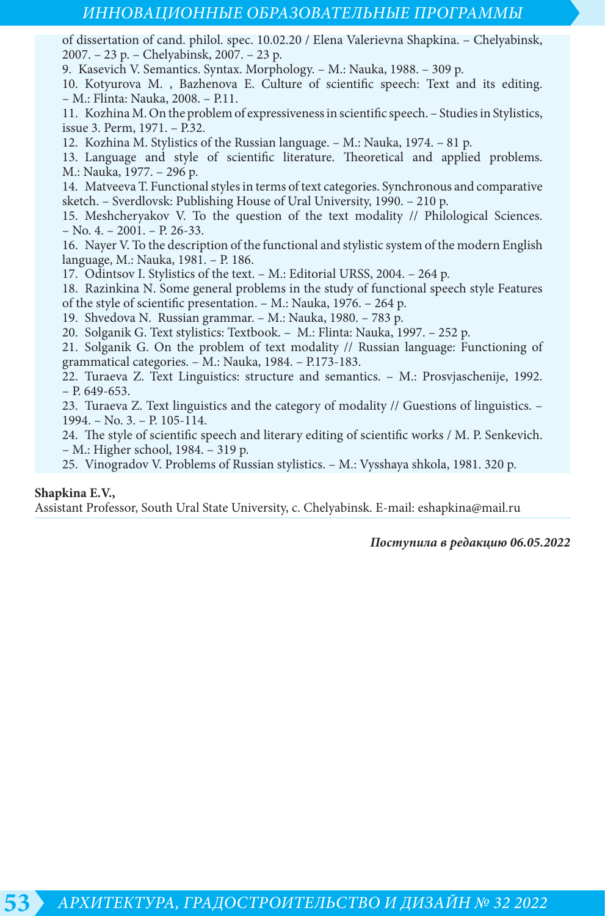of dissertation of cand. philol. spec. 10.02.20 / Elena Valerievna Shapkina. – Chelyabinsk, 2007. – 23 p. – Chelyabinsk, 2007. – 23 p.

9. Kasevich V. Semantics. Syntax. Morphology. – M.: Nauka, 1988. – 309 p.

10. Kotyurova M. , Bazhenova E. Culture of scientific speech: Text and its editing. – M.: Flinta: Nauka, 2008. – P.11.

11. Kozhina M. On the problem of expressiveness in scientific speech. – Studies in Stylistics, issue 3. Perm, 1971. – P.32.

12. Kozhina M. Stylistics of the Russian language. – M.: Nauka, 1974. – 81 p.

13. Language and style of scientific literature. Theoretical and applied problems. M.: Nauka, 1977. – 296 p.

14. Matveeva T. Functional styles in terms of text categories. Synchronous and comparative sketch. – Sverdlovsk: Publishing House of Ural University, 1990. – 210 p.

15. Meshcheryakov V. To the question of the text modality // Philological Sciences. – No. 4. – 2001. – P. 26-33.

16. Nayer V. To the description of the functional and stylistic system of the modern English language, M.: Nauka, 1981. – P. 186.

17. Odintsov I. Stylistics of the text. – M.: Editorial URSS, 2004. – 264 p.

18. Razinkina N. Some general problems in the study of functional speech style Features of the style of scientific presentation. – M.: Nauka, 1976. – 264 p.

19. Shvedova N. Russian grammar. – M.: Nauka, 1980. – 783 p.

20. Solganik G. Text stylistics: Textbook. – M.: Flinta: Nauka, 1997. – 252 p.

21. Solganik G. On the problem of text modality // Russian language: Functioning of grammatical categories. – M.: Nauka, 1984. – P.173-183.

22. Turaeva Z. Text Linguistics: structure and semantics. – M.: Prosvjaschenije, 1992. – P. 649-653.

23. Turaeva Z. Text linguistics and the category of modality // Guestions of linguistics. – 1994. – No. 3. – P. 105-114.

24. The style of scientific speech and literary editing of scientific works / M. P. Senkevich. – M.: Higher school, 1984. – 319 p.

25. Vinogradov V. Problems of Russian stylistics. – M.: Vysshaya shkola, 1981. 320 p.

**Shapkina E.V.,**
Assistant Professor, South Ural State University, c. Chelyabinsk. E-mail: eshapkina@mail.ru

***Поступила в редакцию 06.05.2022***